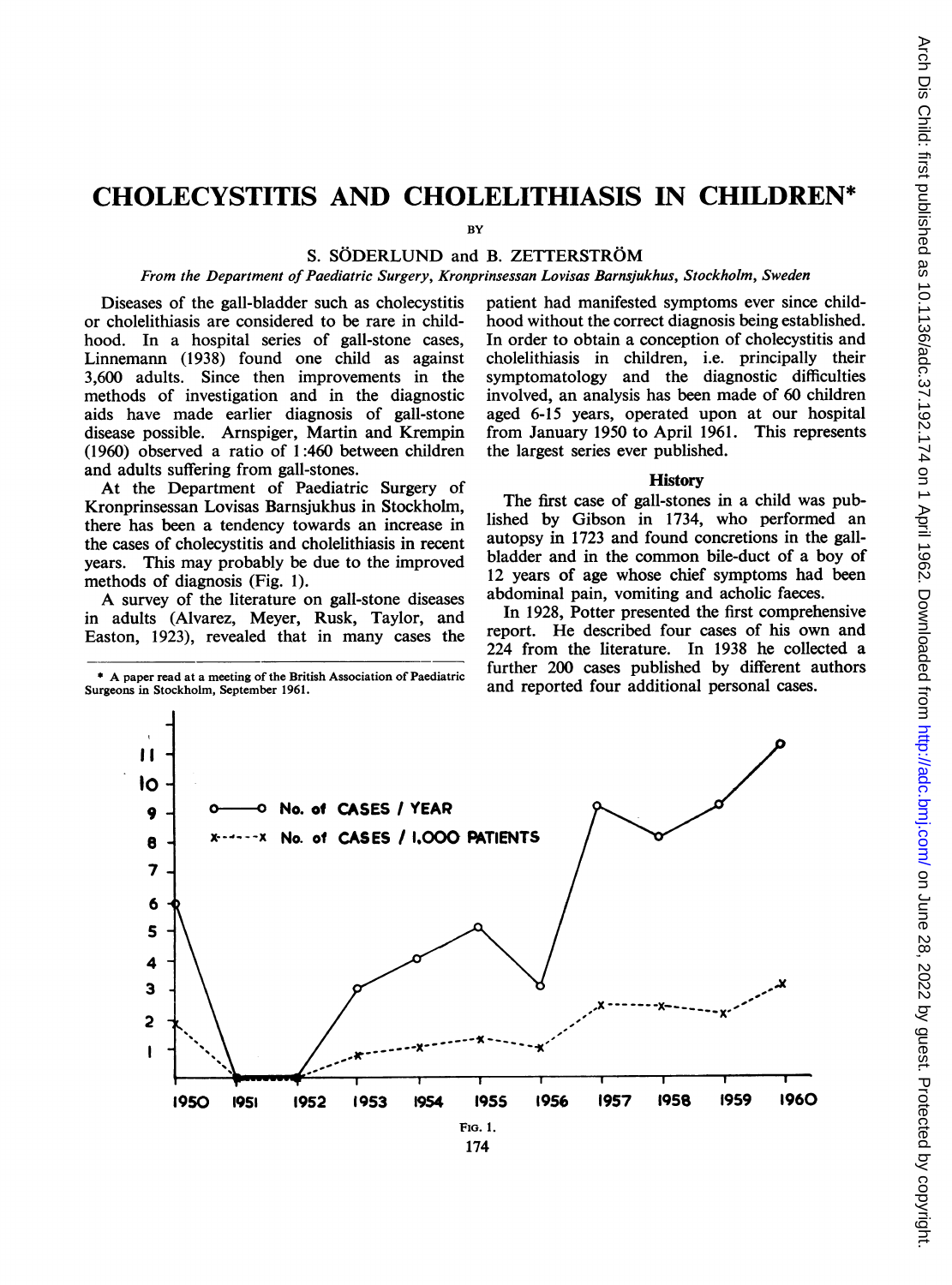# CHOLECYSTITIS AND CHOLELITHIASIS IN CHILDREN*

BY

S. SÖDERLUND and B. ZETTERSTRÖM

*From the Department of Paediatric Surgery, Kronprinsessan Lovisas Barnsjukhus, Stockholm, Sweden*

Diseases of the gall-bladder such as cholecystitis or cholelithiasis are considered to be rare in childhood. In a hospital series of gall-stone cases, Linnemann (1938) found one child as against 3,600 adults. Since then improvements in the methods of investigation and in the diagnostic aids have made earlier diagnosis of gall-stone disease possible. Arnspiger, Martin and Krempin (1960) observed a ratio of 1:460 between children and adults suffering from gall-stones.

At the Department of Paediatric Surgery of Kronprinsessan Lovisas Barnsjukhus in Stockholm, there has been a tendency towards an increase in the cases of cholecystitis and cholelithiasis in recent years. This may probably be due to the improved methods of diagnosis (Fig. 1).

A survey of the literature on gall-stone diseases in adults (Alvarez, Meyer, Rusk, Taylor, and Easton, 1923), revealed that in many cases the patient had manifested symptoms ever since childhood without the correct diagnosis being established. In order to obtain a conception of cholecystitis and cholelithiasis in children, i.e. principally their symptomatology and the diagnostic difficulties involved, an analysis has been made of 60 children aged 6-15 years, operated upon at our hospital from January 1950 to April 1961. This represents the largest series ever published.

## History

The first case of gall-stones in a child was published by Gibson in 1734, who performed an autopsy in 1723 and found concretions in the gall-bladder and in the common bile-duct of a boy of 12 years of age whose chief symptoms had been abdominal pain, vomiting and acholic faeces.

In 1928, Potter presented the first comprehensive report. He described four cases of his own and 224 from the literature. In 1938 he collected a further 200 cases published by different authors and reported four additional personal cases.

* A paper read at a meeting of the British Association of Paediatric Surgeons in Stockholm, September 1961.

FIG. 1.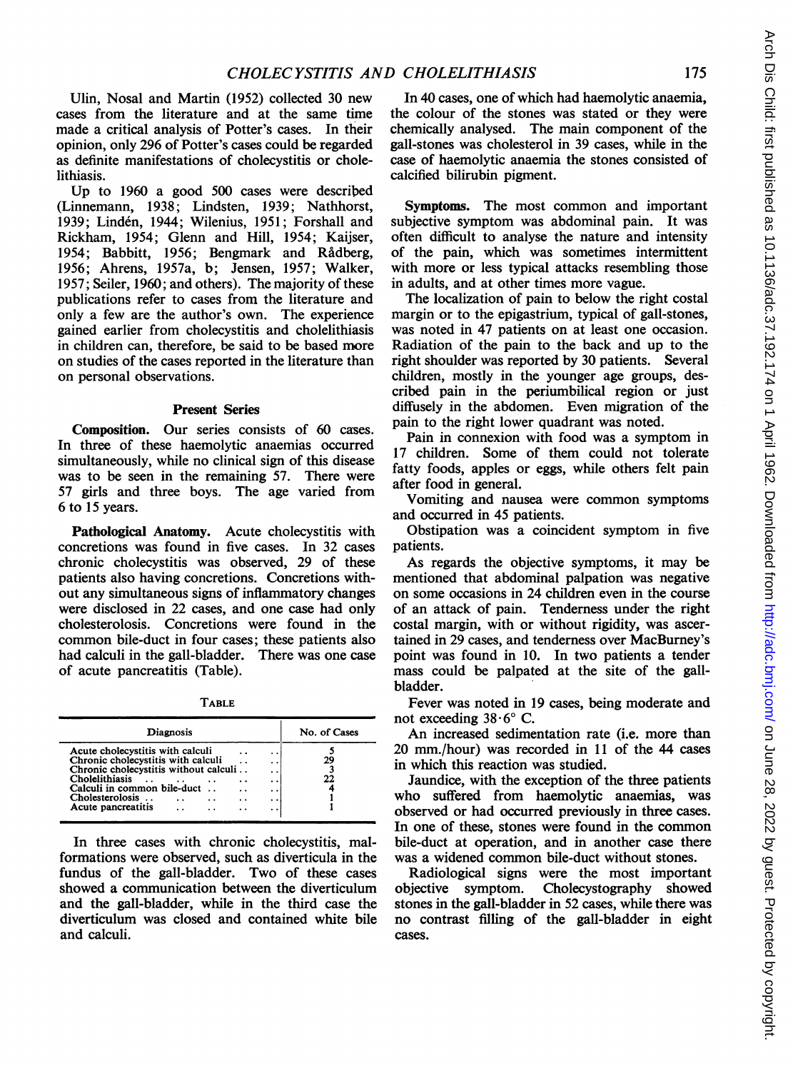Ulin, Nosal and Martin (1952) collected 30 new cases from the literature and at the same time made a critical analysis of Potter's cases. In their opinion, only 296 of Potter's cases could be regarded as definite manifestations of cholecystitis or cholelithiasis.

Up to 1960 a good 500 cases were described (Linnemann, 1938; Lindsten, 1939; Nathhorst, 1939; Lindén, 1944; Wilenius, 1951; Forshall and Rickham, 1954; Glenn and Hill, 1954; Kaijser, 1954; Babbitt, 1956; Bengmark and Rådberg, 1956; Ahrens, 1957a, b; Jensen, 1957; Walker, 1957; Seiler, 1960; and others). The majority of these publications refer to cases from the literature and only a few are the author's own. The experience gained earlier from cholecystitis and cholelithiasis in children can, therefore, be said to be based more on studies of the cases reported in the literature than on personal observations.

## Present Series

**Composition.** Our series consists of 60 cases. In three of these haemolytic anaemias occurred simultaneously, while no clinical sign of this disease was to be seen in the remaining 57. There were 57 girls and three boys. The age varied from 6 to 15 years.

**Pathological Anatomy.** Acute cholecystitis with concretions was found in five cases. In 32 cases chronic cholecystitis was observed, 29 of these patients also having concretions. Concretions without any simultaneous signs of inflammatory changes were disclosed in 22 cases, and one case had only cholesterolosis. Concretions were found in the common bile-duct in four cases; these patients also had calculi in the gall-bladder. There was one case of acute pancreatitis (Table).

TABLE

| Diagnosis | No. of Cases |
|---|---|
| Acute cholecystitis with calculi | 5 |
| Chronic cholecystitis with calculi | 29 |
| Chronic cholecystitis without calculi | 3 |
| Cholelithiasis | 22 |
| Calculi in common bile-duct | 4 |
| Cholesterolosis | 1 |
| Acute pancreatitis | 1 |

In three cases with chronic cholecystitis, malformations were observed, such as diverticula in the fundus of the gall-bladder. Two of these cases showed a communication between the diverticulum and the gall-bladder, while in the third case the diverticulum was closed and contained white bile and calculi.

In 40 cases, one of which had haemolytic anaemia, the colour of the stones was stated or they were chemically analysed. The main component of the gall-stones was cholesterol in 39 cases, while in the case of haemolytic anaemia the stones consisted of calcified bilirubin pigment.

**Symptoms.** The most common and important subjective symptom was abdominal pain. It was often difficult to analyse the nature and intensity of the pain, which was sometimes intermittent with more or less typical attacks resembling those in adults, and at other times more vague.

The localization of pain to below the right costal margin or to the epigastrium, typical of gall-stones, was noted in 47 patients on at least one occasion. Radiation of the pain to the back and up to the right shoulder was reported by 30 patients. Several children, mostly in the younger age groups, described pain in the periumbilical region or just diffusely in the abdomen. Even migration of the pain to the right lower quadrant was noted.

Pain in connexion with food was a symptom in 17 children. Some of them could not tolerate fatty foods, apples or eggs, while others felt pain after food in general.

Vomiting and nausea were common symptoms and occurred in 45 patients.

Obstipation was a coincident symptom in five patients.

As regards the objective symptoms, it may be mentioned that abdominal palpation was negative on some occasions in 24 children even in the course of an attack of pain. Tenderness under the right costal margin, with or without rigidity, was ascertained in 29 cases, and tenderness over MacBurney's point was found in 10. In two patients a tender mass could be palpated at the site of the gall-bladder.

Fever was noted in 19 cases, being moderate and not exceeding 38·6° C.

An increased sedimentation rate (i.e. more than 20 mm./hour) was recorded in 11 of the 44 cases in which this reaction was studied.

Jaundice, with the exception of the three patients who suffered from haemolytic anaemias, was observed or had occurred previously in three cases. In one of these, stones were found in the common bile-duct at operation, and in another case there was a widened common bile-duct without stones.

Radiological signs were the most important objective symptom. Cholecystography showed stones in the gall-bladder in 52 cases, while there was no contrast filling of the gall-bladder in eight cases.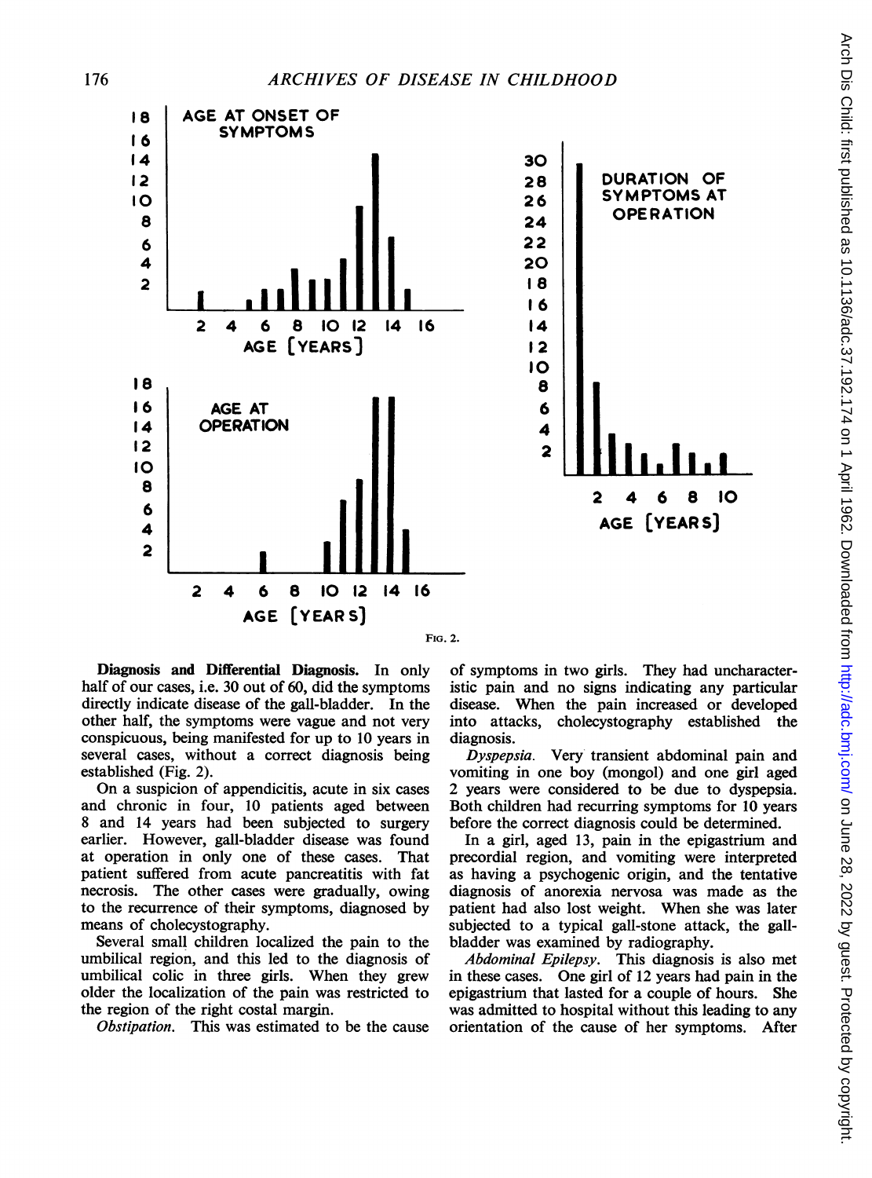FIG. 2.

**Diagnosis and Differential Diagnosis.** In only half of our cases, i.e. 30 out of 60, did the symptoms directly indicate disease of the gall-bladder. In the other half, the symptoms were vague and not very conspicuous, being manifested for up to 10 years in several cases, without a correct diagnosis being established (Fig. 2).

On a suspicion of appendicitis, acute in six cases and chronic in four, 10 patients aged between 8 and 14 years had been subjected to surgery earlier. However, gall-bladder disease was found at operation in only one of these cases. That patient suffered from acute pancreatitis with fat necrosis. The other cases were gradually, owing to the recurrence of their symptoms, diagnosed by means of cholecystography.

Several small children localized the pain to the umbilical region, and this led to the diagnosis of umbilical colic in three girls. When they grew older the localization of the pain was restricted to the region of the right costal margin.

*Obstipation.* This was estimated to be the cause of symptoms in two girls. They had uncharacteristic pain and no signs indicating any particular disease. When the pain increased or developed into attacks, cholecystography established the diagnosis.

*Dyspepsia.* Very transient abdominal pain and vomiting in one boy (mongol) and one girl aged 2 years were considered to be due to dyspepsia. Both children had recurring symptoms for 10 years before the correct diagnosis could be determined.

In a girl, aged 13, pain in the epigastrium and precordial region, and vomiting were interpreted as having a psychogenic origin, and the tentative diagnosis of anorexia nervosa was made as the patient had also lost weight. When she was later subjected to a typical gall-stone attack, the gall-bladder was examined by radiography.

*Abdominal Epilepsy.* This diagnosis is also met in these cases. One girl of 12 years had pain in the epigastrium that lasted for a couple of hours. She was admitted to hospital without this leading to any orientation of the cause of her symptoms. After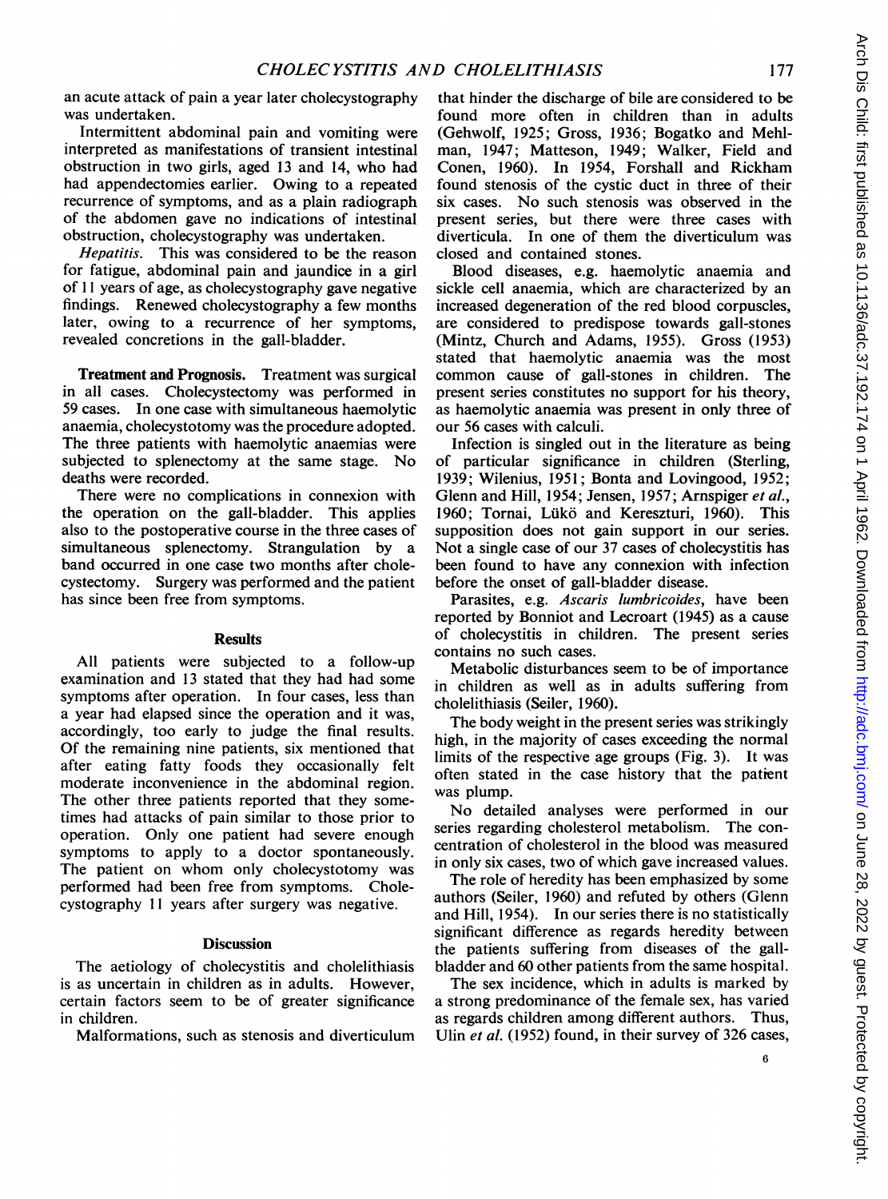an acute attack of pain a year later cholecystography was undertaken.

Intermittent abdominal pain and vomiting were interpreted as manifestations of transient intestinal obstruction in two girls, aged 13 and 14, who had had appendectomies earlier. Owing to a repeated recurrence of symptoms, and as a plain radiograph of the abdomen gave no indications of intestinal obstruction, cholecystography was undertaken.

*Hepatitis.* This was considered to be the reason for fatigue, abdominal pain and jaundice in a girl of 11 years of age, as cholecystography gave negative findings. Renewed cholecystography a few months later, owing to a recurrence of her symptoms, revealed concretions in the gall-bladder.

**Treatment and Prognosis.** Treatment was surgical in all cases. Cholecystectomy was performed in 59 cases. In one case with simultaneous haemolytic anaemia, cholecystotomy was the procedure adopted. The three patients with haemolytic anaemias were subjected to splenectomy at the same stage. No deaths were recorded.

There were no complications in connexion with the operation on the gall-bladder. This applies also to the postoperative course in the three cases of simultaneous splenectomy. Strangulation by a band occurred in one case two months after cholecystectomy. Surgery was performed and the patient has since been free from symptoms.

## Results

All patients were subjected to a follow-up examination and 13 stated that they had had some symptoms after operation. In four cases, less than a year had elapsed since the operation and it was, accordingly, too early to judge the final results. Of the remaining nine patients, six mentioned that after eating fatty foods they occasionally felt moderate inconvenience in the abdominal region. The other three patients reported that they sometimes had attacks of pain similar to those prior to operation. Only one patient had severe enough symptoms to apply to a doctor spontaneously. The patient on whom only cholecystotomy was performed had been free from symptoms. Cholecystography 11 years after surgery was negative.

## Discussion

The aetiology of cholecystitis and cholelithiasis is as uncertain in children as in adults. However, certain factors seem to be of greater significance in children.

Malformations, such as stenosis and diverticulum that hinder the discharge of bile are considered to be found more often in children than in adults (Gehwolf, 1925; Gross, 1936; Bogatko and Mehlman, 1947; Matteson, 1949; Walker, Field and Conen, 1960). In 1954, Forshall and Rickham found stenosis of the cystic duct in three of their six cases. No such stenosis was observed in the present series, but there were three cases with diverticula. In one of them the diverticulum was closed and contained stones.

Blood diseases, e.g. haemolytic anaemia and sickle cell anaemia, which are characterized by an increased degeneration of the red blood corpuscles, are considered to predispose towards gall-stones (Mintz, Church and Adams, 1955). Gross (1953) stated that haemolytic anaemia was the most common cause of gall-stones in children. The present series constitutes no support for his theory, as haemolytic anaemia was present in only three of our 56 cases with calculi.

Infection is singled out in the literature as being of particular significance in children (Sterling, 1939; Wilenius, 1951; Bonta and Lovingood, 1952; Glenn and Hill, 1954; Jensen, 1957; Arnspiger *et al.*, 1960; Tornai, Lükö and Kereszturi, 1960). This supposition does not gain support in our series. Not a single case of our 37 cases of cholecystitis has been found to have any connexion with infection before the onset of gall-bladder disease.

Parasites, e.g. *Ascaris lumbricoides*, have been reported by Bonniot and Lecroart (1945) as a cause of cholecystitis in children. The present series contains no such cases.

Metabolic disturbances seem to be of importance in children as well as in adults suffering from cholelithiasis (Seiler, 1960).

The body weight in the present series was strikingly high, in the majority of cases exceeding the normal limits of the respective age groups (Fig. 3). It was often stated in the case history that the patient was plump.

No detailed analyses were performed in our series regarding cholesterol metabolism. The concentration of cholesterol in the blood was measured in only six cases, two of which gave increased values.

The role of heredity has been emphasized by some authors (Seiler, 1960) and refuted by others (Glenn and Hill, 1954). In our series there is no statistically significant difference as regards heredity between the patients suffering from diseases of the gall-bladder and 60 other patients from the same hospital.

The sex incidence, which in adults is marked by a strong predominance of the female sex, has varied as regards children among different authors. Thus, Ulin *et al.* (1952) found, in their survey of 326 cases,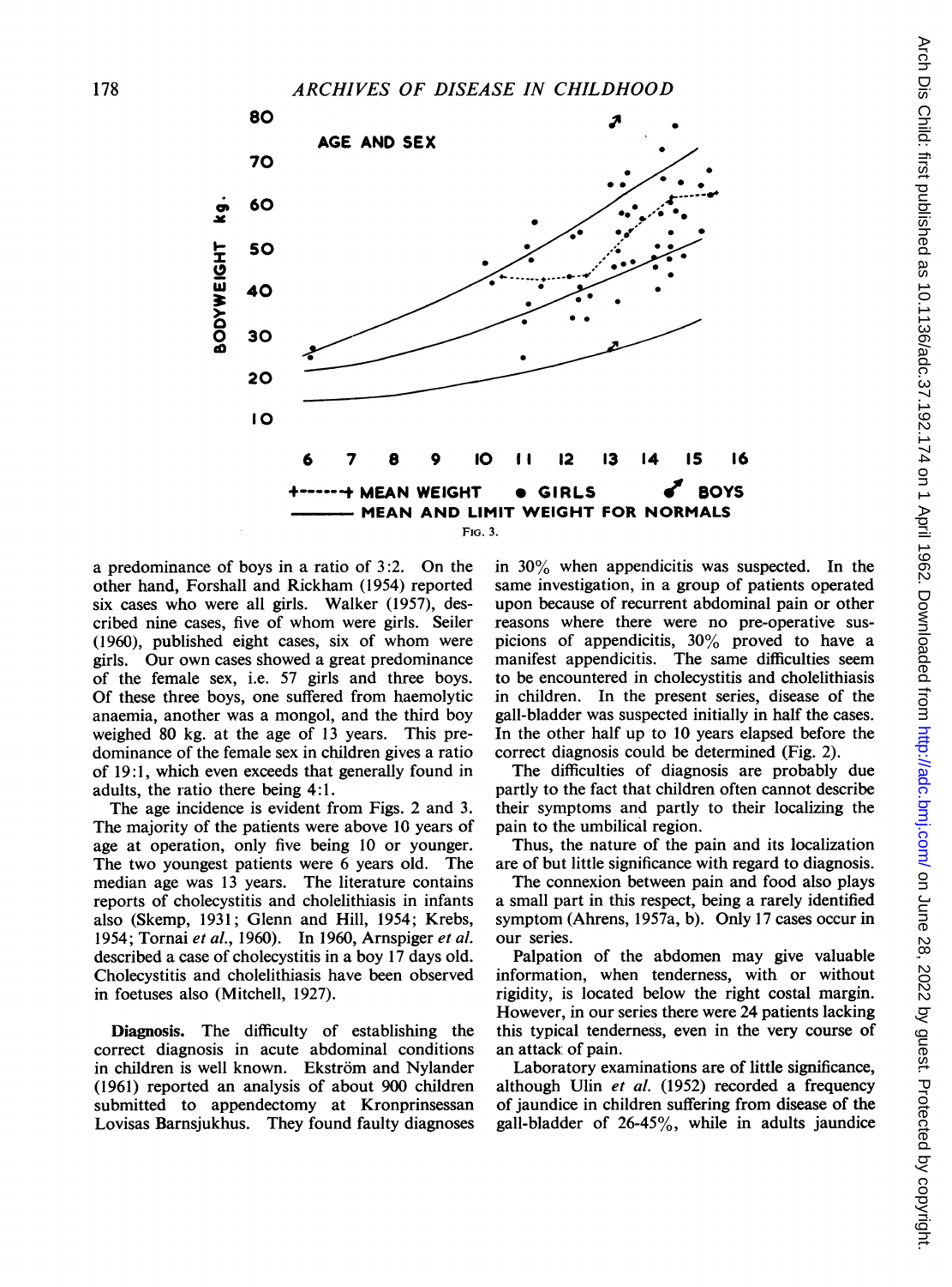FIG. 3.

a predominance of boys in a ratio of 3:2. On the other hand, Forshall and Rickham (1954) reported six cases who were all girls. Walker (1957), described nine cases, five of whom were girls. Seiler (1960), published eight cases, six of whom were girls. Our own cases showed a great predominance of the female sex, i.e. 57 girls and three boys. Of these three boys, one suffered from haemolytic anaemia, another was a mongol, and the third boy weighed 80 kg. at the age of 13 years. This predominance of the female sex in children gives a ratio of 19:1, which even exceeds that generally found in adults, the ratio there being 4:1.

The age incidence is evident from Figs. 2 and 3. The majority of the patients were above 10 years of age at operation, only five being 10 or younger. The two youngest patients were 6 years old. The median age was 13 years. The literature contains reports of cholecystitis and cholelithiasis in infants also (Skemp, 1931; Glenn and Hill, 1954; Krebs, 1954; Tornai *et al.*, 1960). In 1960, Arnspiger *et al.* described a case of cholecystitis in a boy 17 days old. Cholecystitis and cholelithiasis have been observed in foetuses also (Mitchell, 1927).

**Diagnosis.** The difficulty of establishing the correct diagnosis in acute abdominal conditions in children is well known. Ekström and Nylander (1961) reported an analysis of about 900 children submitted to appendectomy at Kronprinsessan Lovisas Barnsjukhus. They found faulty diagnoses in 30% when appendicitis was suspected. In the same investigation, in a group of patients operated upon because of recurrent abdominal pain or other reasons where there were no pre-operative suspicions of appendicitis, 30% proved to have a manifest appendicitis. The same difficulties seem to be encountered in cholecystitis and cholelithiasis in children. In the present series, disease of the gall-bladder was suspected initially in half the cases. In the other half up to 10 years elapsed before the correct diagnosis could be determined (Fig. 2).

The difficulties of diagnosis are probably due partly to the fact that children often cannot describe their symptoms and partly to their localizing the pain to the umbilical region.

Thus, the nature of the pain and its localization are of but little significance with regard to diagnosis.

The connexion between pain and food also plays a small part in this respect, being a rarely identified symptom (Ahrens, 1957a, b). Only 17 cases occur in our series.

Palpation of the abdomen may give valuable information, when tenderness, with or without rigidity, is located below the right costal margin. However, in our series there were 24 patients lacking this typical tenderness, even in the very course of an attack of pain.

Laboratory examinations are of little significance, although Ulin *et al.* (1952) recorded a frequency of jaundice in children suffering from disease of the gall-bladder of 26-45%, while in adults jaundice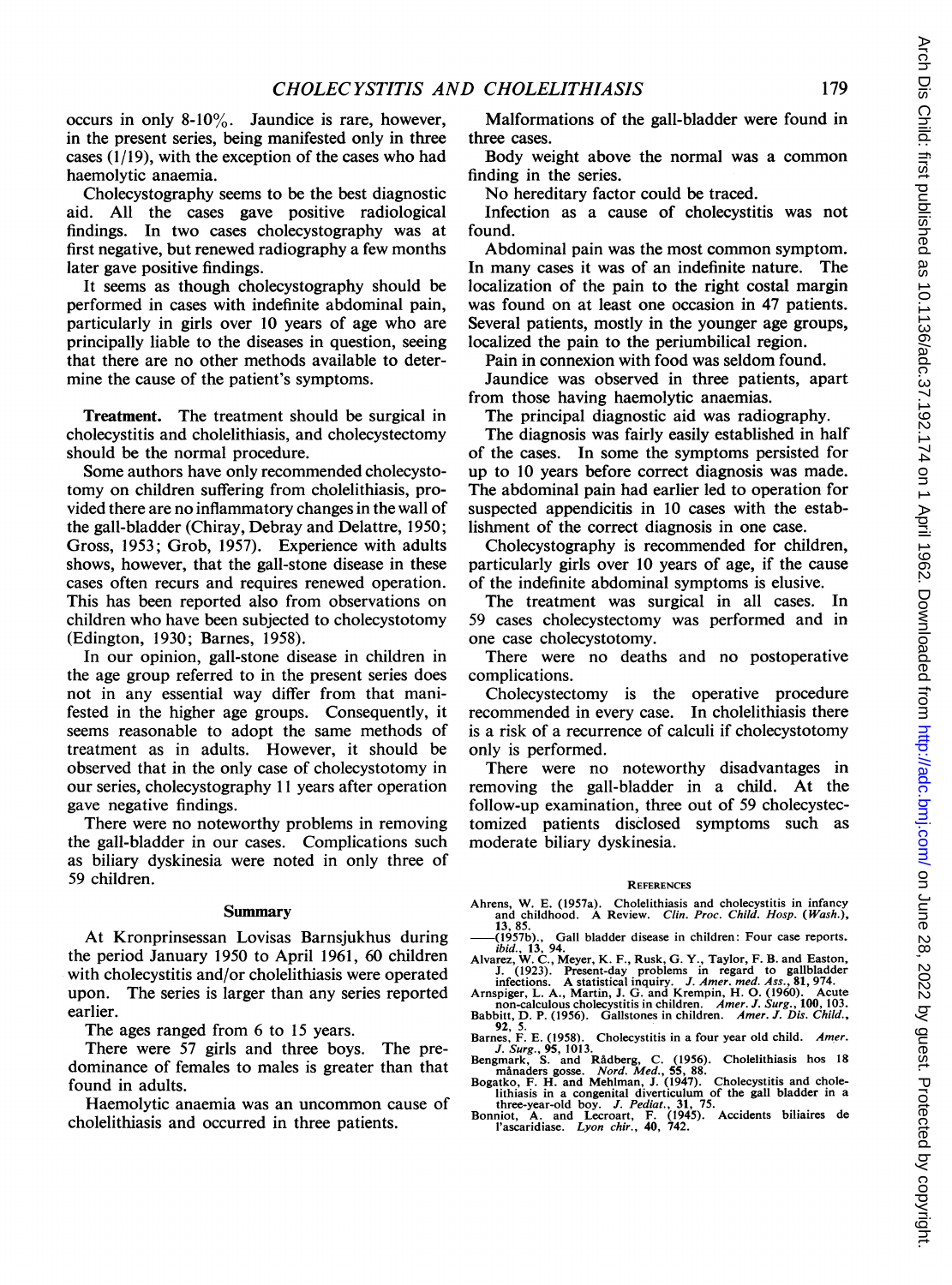occurs in only 8-10%. Jaundice is rare, however, in the present series, being manifested only in three cases (1/19), with the exception of the cases who had haemolytic anaemia.

Cholecystography seems to be the best diagnostic aid. All the cases gave positive radiological findings. In two cases cholecystography was at first negative, but renewed radiography a few months later gave positive findings.

It seems as though cholecystography should be performed in cases with indefinite abdominal pain, particularly in girls over 10 years of age who are principally liable to the diseases in question, seeing that there are no other methods available to determine the cause of the patient's symptoms.

**Treatment.** The treatment should be surgical in cholecystitis and cholelithiasis, and cholecystectomy should be the normal procedure.

Some authors have only recommended cholecystotomy on children suffering from cholelithiasis, provided there are no inflammatory changes in the wall of the gall-bladder (Chiray, Debray and Delattre, 1950; Gross, 1953; Grob, 1957). Experience with adults shows, however, that the gall-stone disease in these cases often recurs and requires renewed operation. This has been reported also from observations on children who have been subjected to cholecystotomy (Edington, 1930; Barnes, 1958).

In our opinion, gall-stone disease in children in the age group referred to in the present series does not in any essential way differ from that manifested in the higher age groups. Consequently, it seems reasonable to adopt the same methods of treatment as in adults. However, it should be observed that in the only case of cholecystotomy in our series, cholecystography 11 years after operation gave negative findings.

There were no noteworthy problems in removing the gall-bladder in our cases. Complications such as biliary dyskinesia were noted in only three of 59 children.

## Summary

At Kronprinsessan Lovisas Barnsjukhus during the period January 1950 to April 1961, 60 children with cholecystitis and/or cholelithiasis were operated upon. The series is larger than any series reported earlier.

The ages ranged from 6 to 15 years.

There were 57 girls and three boys. The predominance of females to males is greater than that found in adults.

Haemolytic anaemia was an uncommon cause of cholelithiasis and occurred in three patients.

Malformations of the gall-bladder were found in three cases.

Body weight above the normal was a common finding in the series.

No hereditary factor could be traced.

Infection as a cause of cholecystitis was not found.

Abdominal pain was the most common symptom. In many cases it was of an indefinite nature. The localization of the pain to the right costal margin was found on at least one occasion in 47 patients. Several patients, mostly in the younger age groups, localized the pain to the periumbilical region.

Pain in connexion with food was seldom found.

Jaundice was observed in three patients, apart from those having haemolytic anaemias.

The principal diagnostic aid was radiography.

The diagnosis was fairly easily established in half of the cases. In some the symptoms persisted for up to 10 years before correct diagnosis was made. The abdominal pain had earlier led to operation for suspected appendicitis in 10 cases with the establishment of the correct diagnosis in one case.

Cholecystography is recommended for children, particularly girls over 10 years of age, if the cause of the indefinite abdominal symptoms is elusive.

The treatment was surgical in all cases. In 59 cases cholecystectomy was performed and in one case cholecystotomy.

There were no deaths and no postoperative complications.

Cholecystectomy is the operative procedure recommended in every case. In cholelithiasis there is a risk of a recurrence of calculi if cholecystotomy only is performed.

There were no noteworthy disadvantages in removing the gall-bladder in a child. At the follow-up examination, three out of 59 cholecystectomized patients disclosed symptoms such as moderate biliary dyskinesia.

### References

Ahrens, W. E. (1957a). Cholelithiasis and cholecystitis in infancy and childhood. A Review. *Clin. Proc. Child. Hosp. (Wash.)*, **13**, 85.
——(1957b). Gall bladder disease in children: Four case reports. *ibid.*, **13**, 94.
Alvarez, W. C., Meyer, K. F., Rusk, G. Y., Taylor, F. B. and Easton, J. (1923). Present-day problems in regard to gallbladder infections. A statistical inquiry. *J. Amer. med. Ass.*, **81**, 974.
Arnspiger, L. A., Martin, J. G. and Krempin, H. O. (1960). Acute non-calculous cholecystitis in children. *Amer. J. Surg.*, **100**, 103.
Babbitt, D. P. (1956). Gallstones in children. *Amer. J. Dis. Child.*, **92**, 5.
Barnes, F. E. (1958). Cholecystitis in a four year old child. *Amer. J. Surg.*, **95**, 1013.
Bengmark, S. and Rådberg, C. (1956). Cholelithiasis hos 18 månaders gosse. *Nord. Med.*, **55**, 88.
Bogatko, F. H. and Mehlman, J. (1947). Cholecystitis and cholelithiasis in a congenital diverticulum of the gall bladder in a three-year-old boy. *J. Pediat.*, **31**, 75.
Bonniot, A. and Lecroart, F. (1945). Accidents biliaires de l'ascaridiase. *Lyon chir.*, **40**, 742.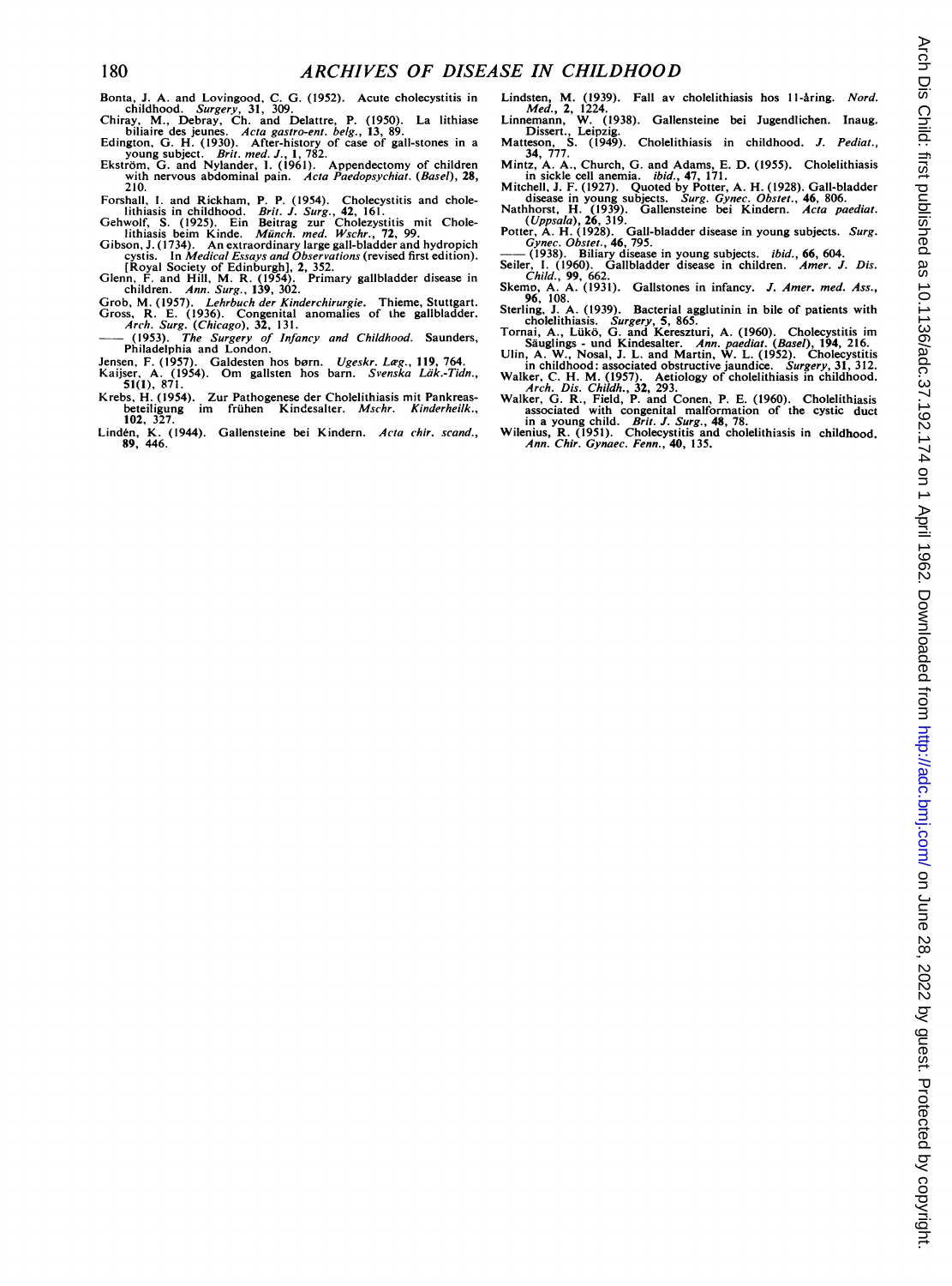Bonta, J. A. and Lovingood, C. G. (1952). Acute cholecystitis in childhood. *Surgery*, **31**, 309.

Chiray, M., Debray, Ch. and Delattre, P. (1950). La lithiase biliaire des jeunes. *Acta gastro-ent. belg.*, **13**, 89.

Edington, G. H. (1930). After-history of case of gall-stones in a young subject. *Brit. med. J.*, **1**, 782.

Ekström, G. and Nylander, I. (1961). Appendectomy of children with nervous abdominal pain. *Acta Paedopsychiat. (Basel)*, **28**, 210.

Forshall, I. and Rickham, P. P. (1954). Cholecystitis and cholelithiasis in childhood. *Brit. J. Surg.*, **42**, 161.

Gehwolf, S. (1925). Ein Beitrag zur Cholezystitis mit Cholelithiasis beim Kinde. *Münch. med. Wschr.*, **72**, 99.

Gibson, J. (1734). An extraordinary large gall-bladder and hydropich cystis. In *Medical Essays and Observations* (revised first edition). [Royal Society of Edinburgh], **2**, 352.

Glenn, F. and Hill, M. R. (1954). Primary gallbladder disease in children. *Ann. Surg.*, **139**, 302.

Grob, M. (1957). *Lehrbuch der Kinderchirurgie*. Thieme, Stuttgart.

Gross, R. E. (1936). Congenital anomalies of the gallbladder. *Arch. Surg. (Chicago)*, **32**, 131.

—— (1953). *The Surgery of Infancy and Childhood*. Saunders, Philadelphia and London.

Jensen, F. (1957). Galdesten hos børn. *Ugeskr. Læg.*, **119**, 764.

Kaijser, A. (1954). Om gallsten hos barn. *Svenska Läk.-Tidn.*, **51(1)**, 871.

Krebs, H. (1954). Zur Pathogenese der Cholelithiasis mit Pankreasbeteiligung im frühen Kindesalter. *Mschr. Kinderheilk.*, **102**, 327.

Lindén, K. (1944). Gallensteine bei Kindern. *Acta chir. scand.*, **89**, 446.

Lindsten, M. (1939). Fall av cholelithiasis hos 11-åring. *Nord. Med.*, **2**, 1224.

Linnemann, W. (1938). Gallensteine bei Jugendlichen. Inaug. Dissert., Leipzig.

Matteson, S. (1949). Cholelithiasis in childhood. *J. Pediat.*, **34**, 777.

Mintz, A. A., Church, G. and Adams, E. D. (1955). Cholelithiasis in sickle cell anemia. *ibid.*, **47**, 171.

Mitchell, J. F. (1927). Quoted by Potter, A. H. (1928). Gall-bladder disease in young subjects. *Surg. Gynec. Obstet.*, **46**, 806.

Nathhorst, H. (1939). Gallensteine bei Kindern. *Acta paediat. (Uppsala)*, **26**, 319.

Potter, A. H. (1928). Gall-bladder disease in young subjects. *Surg. Gynec. Obstet.*, **46**, 795.

—— (1938). Biliary disease in young subjects. *ibid.*, **66**, 604.

Seiler, I. (1960). Gallbladder disease in children. *Amer. J. Dis. Child.*, **99**, 662.

Skemp, A. A. (1931). Gallstones in infancy. *J. Amer. med. Ass.*, **96**, 108.

Sterling, J. A. (1939). Bacterial agglutinin in bile of patients with cholelithiasis. *Surgery*, **5**, 865.

Tornai, A., Lükö, G. and Kereszturi, A. (1960). Cholecystitis im Säuglings - und Kindesalter. *Ann. paediat. (Basel)*, **194**, 216.

Ulin, A. W., Nosal, J. L. and Martin, W. L. (1952). Cholecystitis in childhood: associated obstructive jaundice. *Surgery*, **31**, 312.

Walker, C. H. M. (1957). Aetiology of cholelithiasis in childhood. *Arch. Dis. Childh.*, **32**, 293.

Walker, G. R., Field, P. and Conen, P. E. (1960). Cholelithiasis associated with congenital malformation of the cystic duct in a young child. *Brit. J. Surg.*, **48**, 78.

Wilenius, R. (1951). Cholecystitis and cholelithiasis in childhood. *Ann. Chir. Gynaec. Fenn.*, **40**, 135.